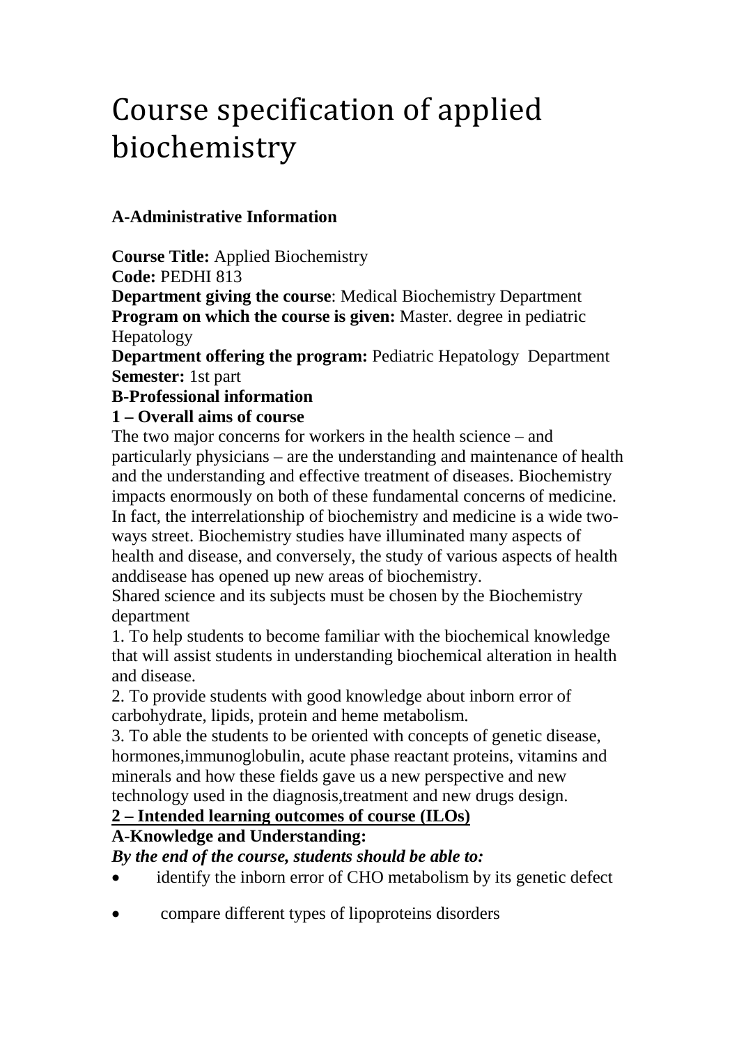# Course specification of applied biochemistry

**A-Administrative Information**

**Course Title:** Applied Biochemistry
**Code:** PEDHI 813
**Department giving the course**: Medical Biochemistry Department
**Program on which the course is given:** Master. degree in pediatric Hepatology
**Department offering the program:** Pediatric Hepatology Department
**Semester:** 1st part

**B-Professional information**

**1 – Overall aims of course**

The two major concerns for workers in the health science – and particularly physicians – are the understanding and maintenance of health and the understanding and effective treatment of diseases. Biochemistry impacts enormously on both of these fundamental concerns of medicine. In fact, the interrelationship of biochemistry and medicine is a wide two-ways street. Biochemistry studies have illuminated many aspects of health and disease, and conversely, the study of various aspects of health anddisease has opened up new areas of biochemistry.

Shared science and its subjects must be chosen by the Biochemistry department

1. To help students to become familiar with the biochemical knowledge that will assist students in understanding biochemical alteration in health and disease.
2. To provide students with good knowledge about inborn error of carbohydrate, lipids, protein and heme metabolism.
3. To able the students to be oriented with concepts of genetic disease, hormones,immunoglobulin, acute phase reactant proteins, vitamins and minerals and how these fields gave us a new perspective and new technology used in the diagnosis,treatment and new drugs design.

**<u>2 – Intended learning outcomes of course (ILOs)</u>**

**A-Knowledge and Understanding:**

***By the end of the course, students should be able to:***

- identify the inborn error of CHO metabolism by its genetic defect
- compare different types of lipoproteins disorders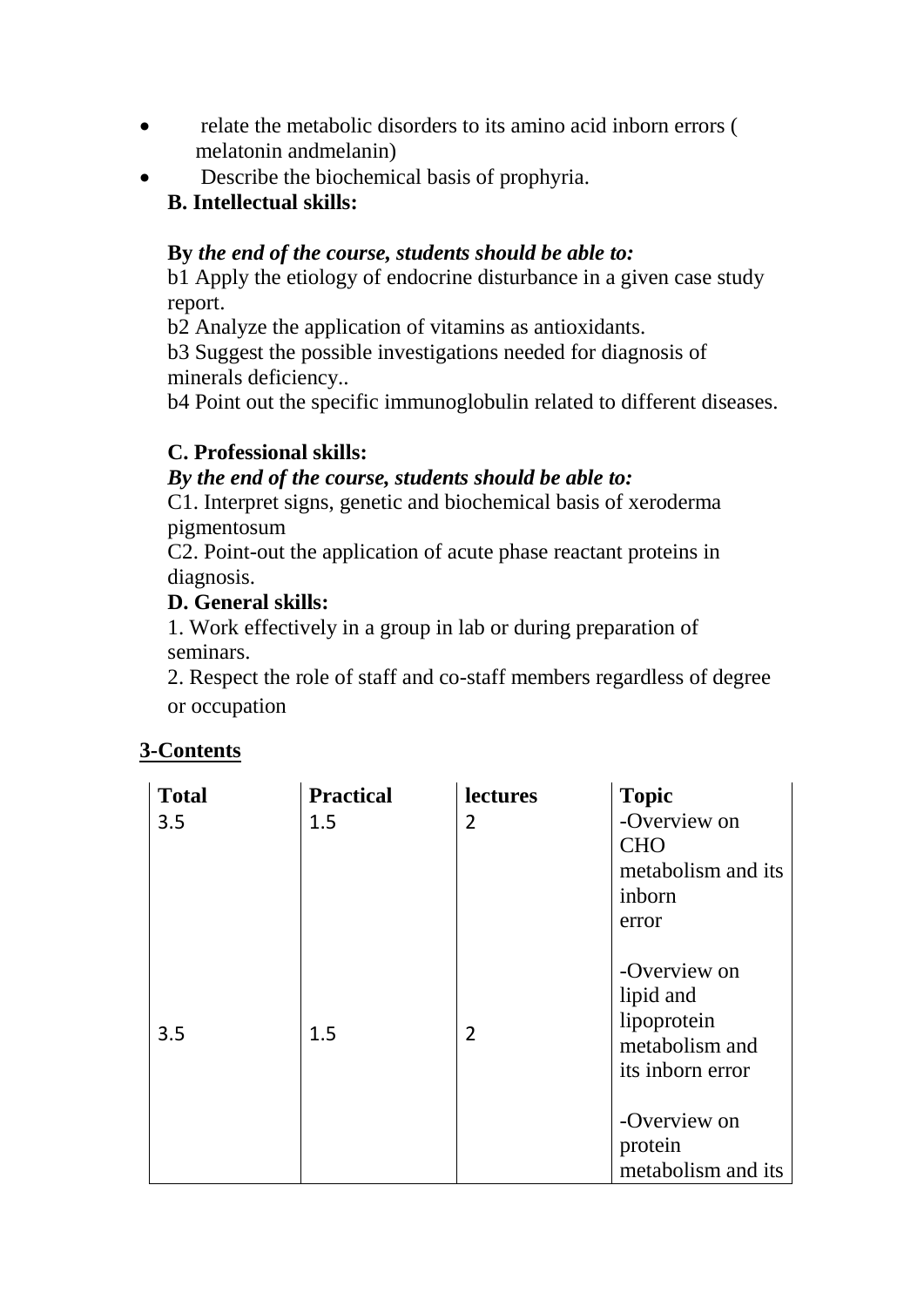- relate the metabolic disorders to its amino acid inborn errors ( melatonin andmelanin)
- Describe the biochemical basis of prophyria.

**B. Intellectual skills:**

**By** ***the end of the course, students should be able to:***

b1 Apply the etiology of endocrine disturbance in a given case study report.

b2 Analyze the application of vitamins as antioxidants.

b3 Suggest the possible investigations needed for diagnosis of minerals deficiency..

b4 Point out the specific immunoglobulin related to different diseases.

**C. Professional skills:**

***By the end of the course, students should be able to:***

C1. Interpret signs, genetic and biochemical basis of xeroderma pigmentosum

C2. Point-out the application of acute phase reactant proteins in diagnosis.

**D. General skills:**

1. Work effectively in a group in lab or during preparation of seminars.
2. Respect the role of staff and co-staff members regardless of degree or occupation

## 3-Contents

| Total | Practical | lectures | Topic |
|---|---|---|---|
| 3.5 | 1.5 | 2 | -Overview on CHO metabolism and its inborn error |
| 3.5 | 1.5 | 2 | -Overview on lipid and lipoprotein metabolism and its inborn error |
| | | | -Overview on protein metabolism and its |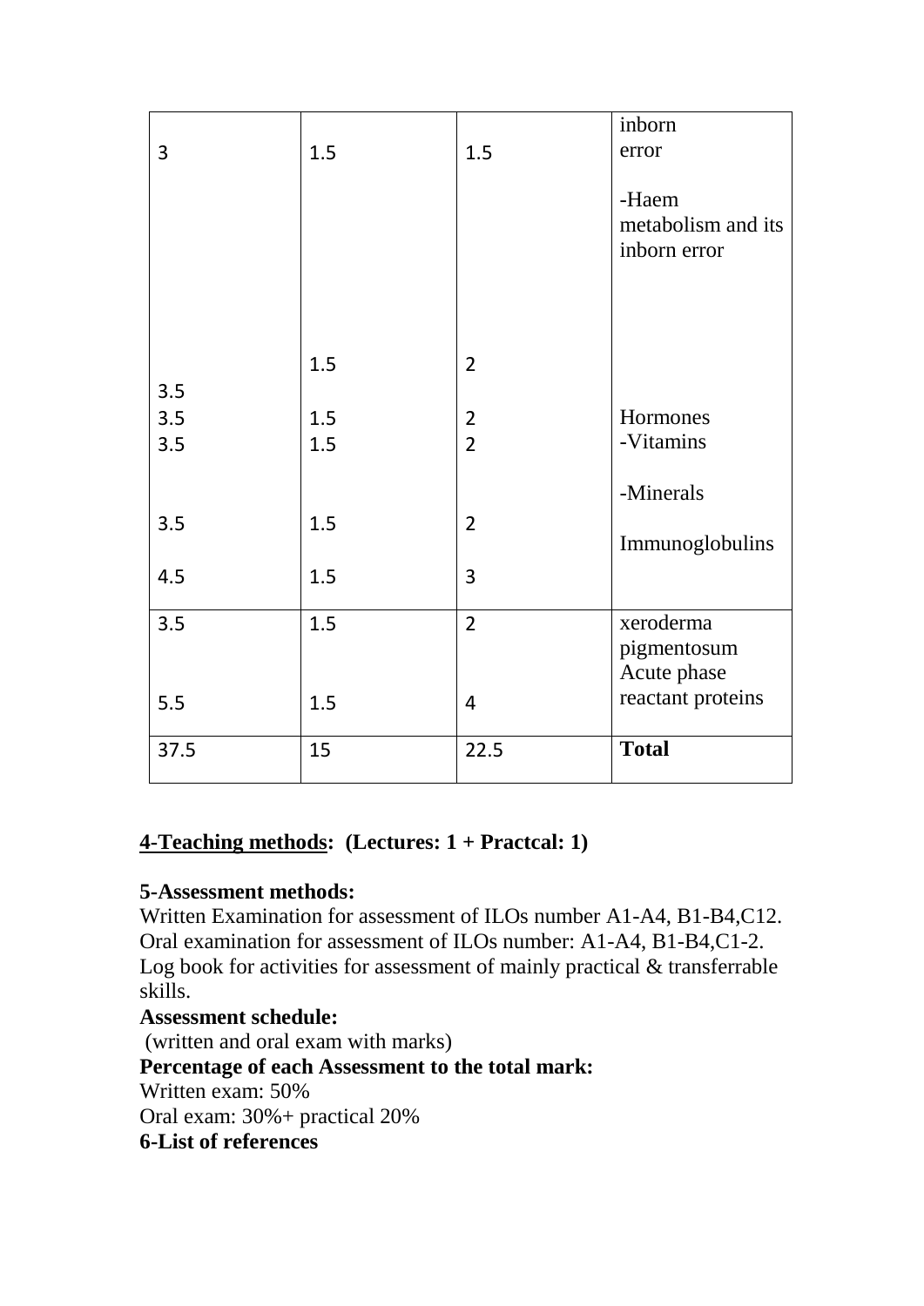| | | | |
|---|---|---|---|
| 3 | 1.5 | 1.5 | inborn error<br><br>-Haem metabolism and its inborn error |
| 3.5<br>3.5<br>3.5<br><br>3.5<br><br>4.5 | 1.5<br><br>1.5<br>1.5<br><br>1.5<br><br>1.5 | 2<br><br>2<br>2<br><br>2<br><br>3 | Hormones<br>-Vitamins<br><br>-Minerals<br><br>Immunoglobulins |
| 3.5<br><br>5.5 | 1.5<br><br>1.5 | 2<br><br>4 | xeroderma pigmentosum<br>Acute phase reactant proteins |
| 37.5 | 15 | 22.5 | **Total** |

**4-Teaching methods: (Lectures: 1 + Practcal: 1)**

**5-Assessment methods:**

Written Examination for assessment of ILOs number A1-A4, B1-B4,C12.
Oral examination for assessment of ILOs number: A1-A4, B1-B4,C1-2.
Log book for activities for assessment of mainly practical & transferrable skills.

**Assessment schedule:**

(written and oral exam with marks)

**Percentage of each Assessment to the total mark:**

Written exam: 50%
Oral exam: 30%+ practical 20%

**6-List of references**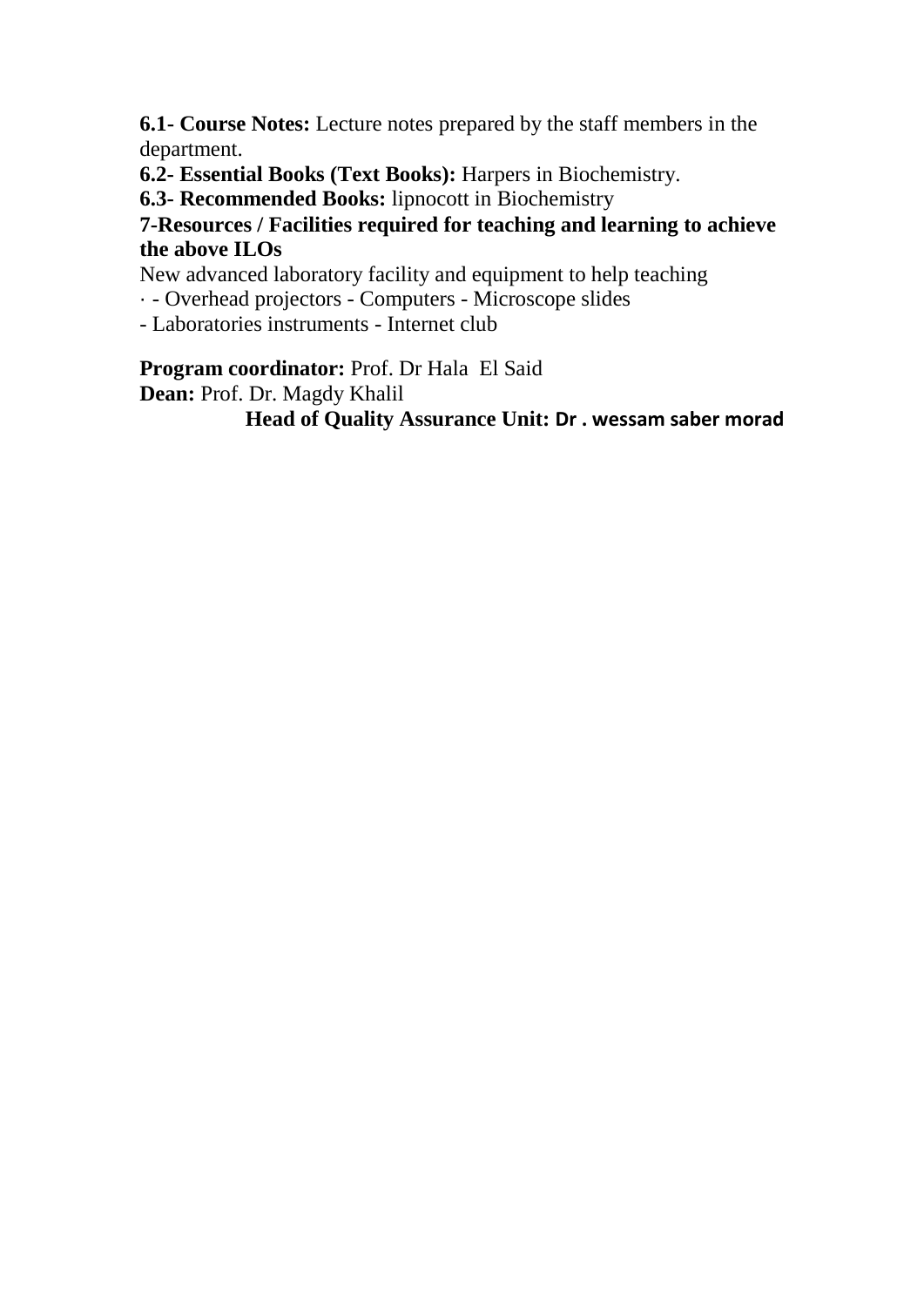**6.1- Course Notes:** Lecture notes prepared by the staff members in the department.

**6.2- Essential Books (Text Books):** Harpers in Biochemistry.

**6.3- Recommended Books:** lipnocott in Biochemistry

**7-Resources / Facilities required for teaching and learning to achieve the above ILOs**

New advanced laboratory facility and equipment to help teaching

· - Overhead projectors - Computers - Microscope slides

- Laboratories instruments - Internet club

**Program coordinator:** Prof. Dr Hala El Said

**Dean:** Prof. Dr. Magdy Khalil

**Head of Quality Assurance Unit: Dr . wessam saber morad**